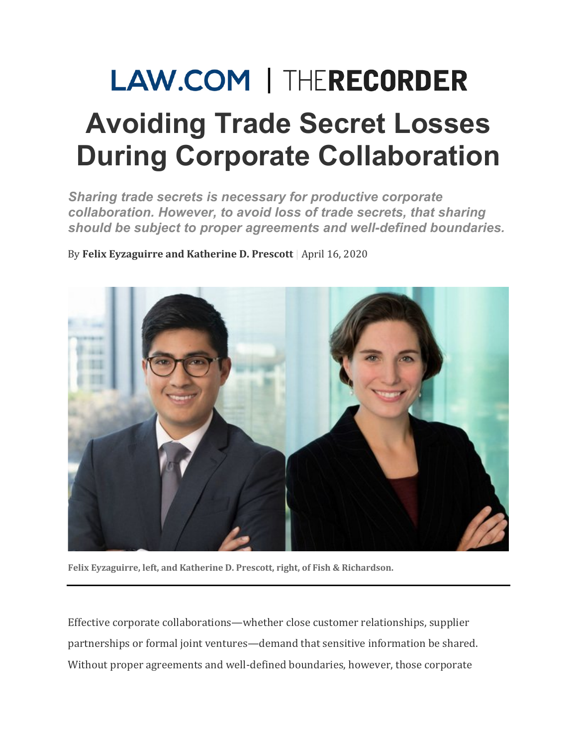LAW.COM | THERECORDER

# Avoiding Trade Secret Losses During Corporate Collaboration

***Sharing trade secrets is necessary for productive corporate collaboration. However, to avoid loss of trade secrets, that sharing should be subject to proper agreements and well-defined boundaries.***

By **Felix Eyzaguirre and Katherine D. Prescott** | April 16, 2020

**Felix Eyzaguirre, left, and Katherine D. Prescott, right, of Fish & Richardson.**

---

Effective corporate collaborations—whether close customer relationships, supplier partnerships or formal joint ventures—demand that sensitive information be shared. Without proper agreements and well-defined boundaries, however, those corporate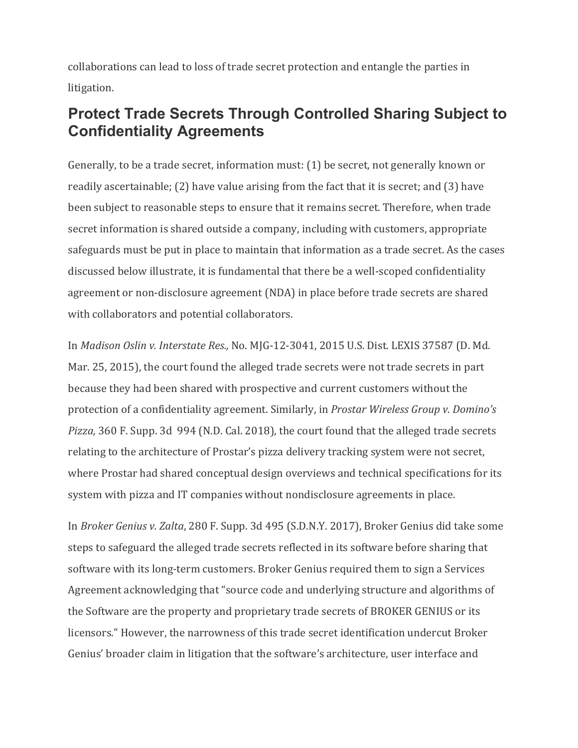collaborations can lead to loss of trade secret protection and entangle the parties in litigation.

## Protect Trade Secrets Through Controlled Sharing Subject to Confidentiality Agreements

Generally, to be a trade secret, information must: (1) be secret, not generally known or readily ascertainable; (2) have value arising from the fact that it is secret; and (3) have been subject to reasonable steps to ensure that it remains secret. Therefore, when trade secret information is shared outside a company, including with customers, appropriate safeguards must be put in place to maintain that information as a trade secret. As the cases discussed below illustrate, it is fundamental that there be a well-scoped confidentiality agreement or non-disclosure agreement (NDA) in place before trade secrets are shared with collaborators and potential collaborators.

In *Madison Oslin v. Interstate Res.,* No. MJG-12-3041, 2015 U.S. Dist. LEXIS 37587 (D. Md. Mar. 25, 2015), the court found the alleged trade secrets were not trade secrets in part because they had been shared with prospective and current customers without the protection of a confidentiality agreement. Similarly, in *Prostar Wireless Group v. Domino's Pizza,* 360 F. Supp. 3d 994 (N.D. Cal. 2018), the court found that the alleged trade secrets relating to the architecture of Prostar's pizza delivery tracking system were not secret, where Prostar had shared conceptual design overviews and technical specifications for its system with pizza and IT companies without nondisclosure agreements in place.

In *Broker Genius v. Zalta*, 280 F. Supp. 3d 495 (S.D.N.Y. 2017), Broker Genius did take some steps to safeguard the alleged trade secrets reflected in its software before sharing that software with its long-term customers. Broker Genius required them to sign a Services Agreement acknowledging that "source code and underlying structure and algorithms of the Software are the property and proprietary trade secrets of BROKER GENIUS or its licensors." However, the narrowness of this trade secret identification undercut Broker Genius' broader claim in litigation that the software's architecture, user interface and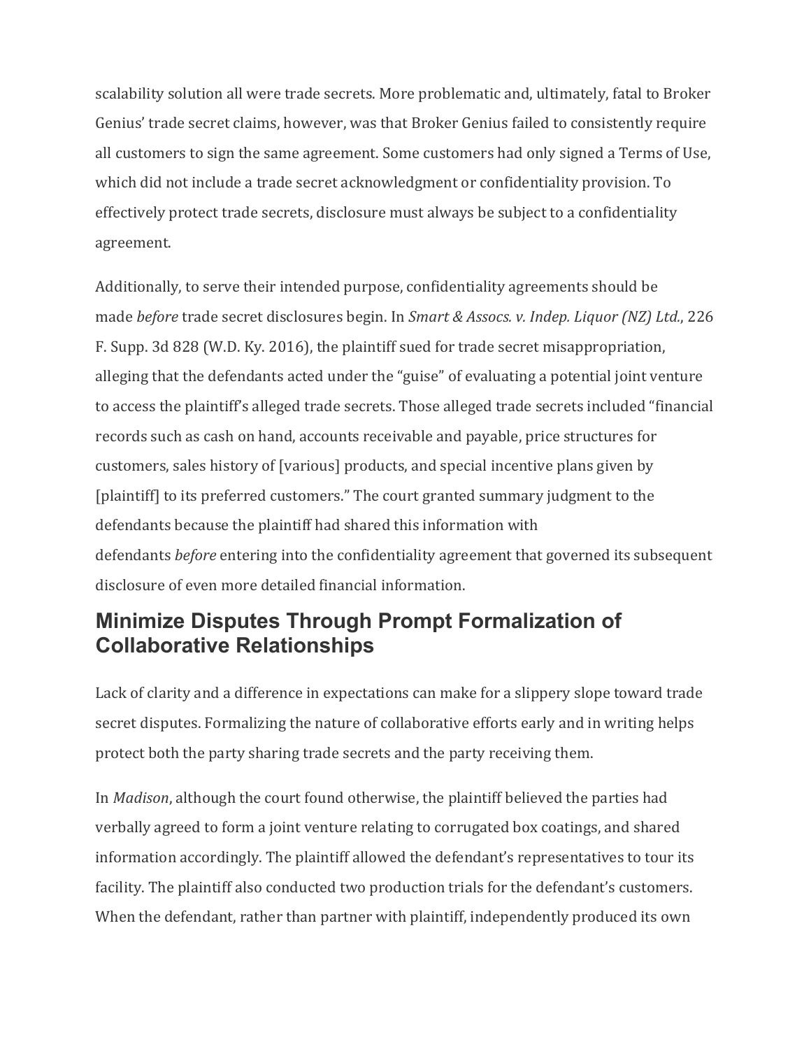scalability solution all were trade secrets. More problematic and, ultimately, fatal to Broker Genius' trade secret claims, however, was that Broker Genius failed to consistently require all customers to sign the same agreement. Some customers had only signed a Terms of Use, which did not include a trade secret acknowledgment or confidentiality provision. To effectively protect trade secrets, disclosure must always be subject to a confidentiality agreement.

Additionally, to serve their intended purpose, confidentiality agreements should be made *before* trade secret disclosures begin. In *Smart & Assocs. v. Indep. Liquor (NZ) Ltd.*, 226 F. Supp. 3d 828 (W.D. Ky. 2016), the plaintiff sued for trade secret misappropriation, alleging that the defendants acted under the "guise" of evaluating a potential joint venture to access the plaintiff's alleged trade secrets. Those alleged trade secrets included "financial records such as cash on hand, accounts receivable and payable, price structures for customers, sales history of [various] products, and special incentive plans given by [plaintiff] to its preferred customers." The court granted summary judgment to the defendants because the plaintiff had shared this information with defendants *before* entering into the confidentiality agreement that governed its subsequent disclosure of even more detailed financial information.

## Minimize Disputes Through Prompt Formalization of Collaborative Relationships

Lack of clarity and a difference in expectations can make for a slippery slope toward trade secret disputes. Formalizing the nature of collaborative efforts early and in writing helps protect both the party sharing trade secrets and the party receiving them.

In *Madison*, although the court found otherwise, the plaintiff believed the parties had verbally agreed to form a joint venture relating to corrugated box coatings, and shared information accordingly. The plaintiff allowed the defendant's representatives to tour its facility. The plaintiff also conducted two production trials for the defendant's customers. When the defendant, rather than partner with plaintiff, independently produced its own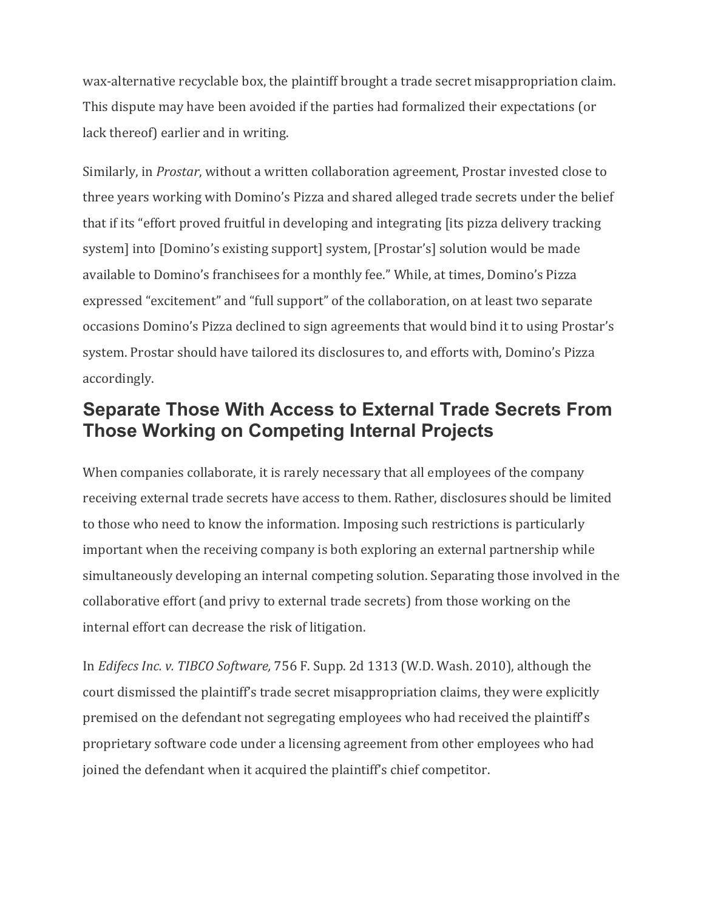wax-alternative recyclable box, the plaintiff brought a trade secret misappropriation claim. This dispute may have been avoided if the parties had formalized their expectations (or lack thereof) earlier and in writing.

Similarly, in *Prostar*, without a written collaboration agreement, Prostar invested close to three years working with Domino's Pizza and shared alleged trade secrets under the belief that if its "effort proved fruitful in developing and integrating [its pizza delivery tracking system] into [Domino's existing support] system, [Prostar's] solution would be made available to Domino's franchisees for a monthly fee." While, at times, Domino's Pizza expressed "excitement" and "full support" of the collaboration, on at least two separate occasions Domino's Pizza declined to sign agreements that would bind it to using Prostar's system. Prostar should have tailored its disclosures to, and efforts with, Domino's Pizza accordingly.

## Separate Those With Access to External Trade Secrets From Those Working on Competing Internal Projects

When companies collaborate, it is rarely necessary that all employees of the company receiving external trade secrets have access to them. Rather, disclosures should be limited to those who need to know the information. Imposing such restrictions is particularly important when the receiving company is both exploring an external partnership while simultaneously developing an internal competing solution. Separating those involved in the collaborative effort (and privy to external trade secrets) from those working on the internal effort can decrease the risk of litigation.

In *Edifecs Inc. v. TIBCO Software,* 756 F. Supp. 2d 1313 (W.D. Wash. 2010), although the court dismissed the plaintiff's trade secret misappropriation claims, they were explicitly premised on the defendant not segregating employees who had received the plaintiff's proprietary software code under a licensing agreement from other employees who had joined the defendant when it acquired the plaintiff's chief competitor.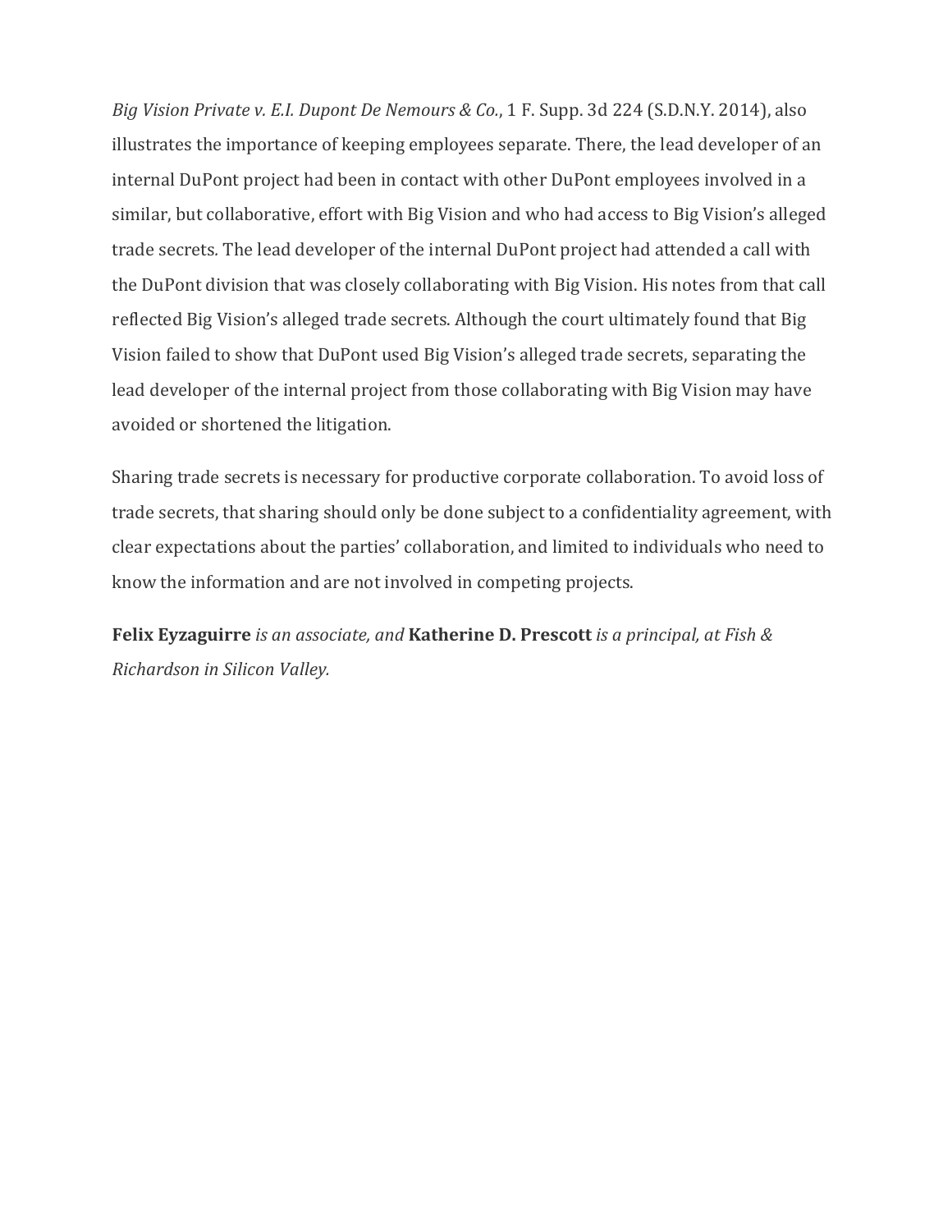*Big Vision Private v. E.I. Dupont De Nemours & Co.*, 1 F. Supp. 3d 224 (S.D.N.Y. 2014), also illustrates the importance of keeping employees separate. There, the lead developer of an internal DuPont project had been in contact with other DuPont employees involved in a similar, but collaborative, effort with Big Vision and who had access to Big Vision's alleged trade secrets. The lead developer of the internal DuPont project had attended a call with the DuPont division that was closely collaborating with Big Vision. His notes from that call reflected Big Vision's alleged trade secrets. Although the court ultimately found that Big Vision failed to show that DuPont used Big Vision's alleged trade secrets, separating the lead developer of the internal project from those collaborating with Big Vision may have avoided or shortened the litigation.

Sharing trade secrets is necessary for productive corporate collaboration. To avoid loss of trade secrets, that sharing should only be done subject to a confidentiality agreement, with clear expectations about the parties' collaboration, and limited to individuals who need to know the information and are not involved in competing projects.

**Felix Eyzaguirre** *is an associate, and* **Katherine D. Prescott** *is a principal, at Fish & Richardson in Silicon Valley.*